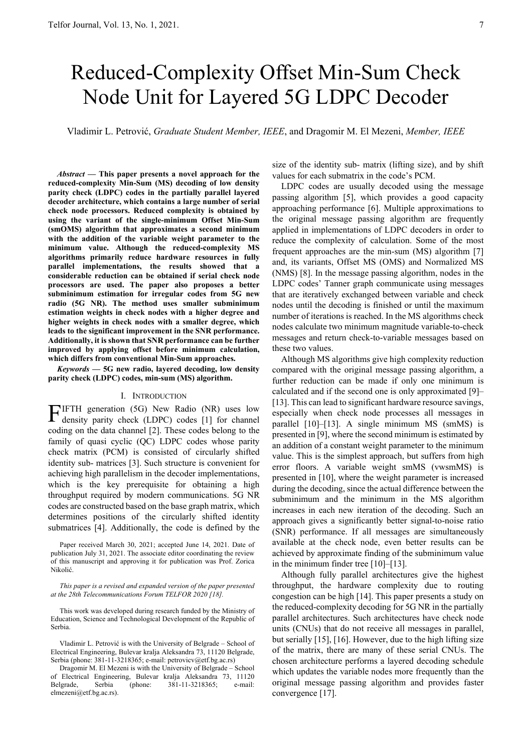# Reduced-Complexity Offset Min-Sum Check Node Unit for Layered 5G LDPC Decoder

Vladimir L. Petrović, *Graduate Student Member, IEEE*, and Dragomir M. El Mezeni, *Member, IEEE*

***Abstract* — This paper presents a novel approach for the reduced-complexity Min-Sum (MS) decoding of low density parity check (LDPC) codes in the partially parallel layered decoder architecture, which contains a large number of serial check node processors. Reduced complexity is obtained by using the variant of the single-minimum Offset Min-Sum (smOMS) algorithm that approximates a second minimum with the addition of the variable weight parameter to the minimum value. Although the reduced-complexity MS algorithms primarily reduce hardware resources in fully parallel implementations, the results showed that a considerable reduction can be obtained if serial check node processors are used. The paper also proposes a better subminimum estimation for irregular codes from 5G new radio (5G NR). The method uses smaller subminimum estimation weights in check nodes with a higher degree and higher weights in check nodes with a smaller degree, which leads to the significant improvement in the SNR performance. Additionally, it is shown that SNR performance can be further improved by applying offset before minimum calculation, which differs from conventional Min-Sum approaches.**

***Keywords* — 5G new radio, layered decoding, low density parity check (LDPC) codes, min-sum (MS) algorithm.**

## I. Introduction

Fifth generation (5G) New Radio (NR) uses low density parity check (LDPC) codes [1] for channel coding on the data channel [2]. These codes belong to the family of quasi cyclic (QC) LDPC codes whose parity check matrix (PCM) is consisted of circularly shifted identity sub- matrices [3]. Such structure is convenient for achieving high parallelism in the decoder implementations, which is the key prerequisite for obtaining a high throughput required by modern communications. 5G NR codes are constructed based on the base graph matrix, which determines positions of the circularly shifted identity submatrices [4]. Additionally, the code is defined by the size of the identity sub- matrix (lifting size), and by shift values for each submatrix in the code's PCM.

LDPC codes are usually decoded using the message passing algorithm [5], which provides a good capacity approaching performance [6]. Multiple approximations to the original message passing algorithm are frequently applied in implementations of LDPC decoders in order to reduce the complexity of calculation. Some of the most frequent approaches are the min-sum (MS) algorithm [7] and, its variants, Offset MS (OMS) and Normalized MS (NMS) [8]. In the message passing algorithm, nodes in the LDPC codes' Tanner graph communicate using messages that are iteratively exchanged between variable and check nodes until the decoding is finished or until the maximum number of iterations is reached. In the MS algorithms check nodes calculate two minimum magnitude variable-to-check messages and return check-to-variable messages based on these two values.

Although MS algorithms give high complexity reduction compared with the original message passing algorithm, a further reduction can be made if only one minimum is calculated and if the second one is only approximated [9]–[13]. This can lead to significant hardware resource savings, especially when check node processes all messages in parallel [10]–[13]. A single minimum MS (smMS) is presented in [9], where the second minimum is estimated by an addition of a constant weight parameter to the minimum value. This is the simplest approach, but suffers from high error floors. A variable weight smMS (vwsmMS) is presented in [10], where the weight parameter is increased during the decoding, since the actual difference between the subminimum and the minimum in the MS algorithm increases in each new iteration of the decoding. Such an approach gives a significantly better signal-to-noise ratio (SNR) performance. If all messages are simultaneously available at the check node, even better results can be achieved by approximate finding of the subminimum value in the minimum finder tree [10]–[13].

Although fully parallel architectures give the highest throughput, the hardware complexity due to routing congestion can be high [14]. This paper presents a study on the reduced-complexity decoding for 5G NR in the partially parallel architectures. Such architectures have check node units (CNUs) that do not receive all messages in parallel, but serially [15], [16]. However, due to the high lifting size of the matrix, there are many of these serial CNUs. The chosen architecture performs a layered decoding schedule which updates the variable nodes more frequently than the original message passing algorithm and provides faster convergence [17].

---

Paper received March 30, 2021; accepted June 14, 2021. Date of publication July 31, 2021. The associate editor coordinating the review of this manuscript and approving it for publication was Prof. Zorica Nikolić.

*This paper is a revised and expanded version of the paper presented at the 28th Telecommunications Forum TELFOR 2020 [18].*

This work was developed during research funded by the Ministry of Education, Science and Technological Development of the Republic of Serbia.

Vladimir L. Petrović is with the University of Belgrade – School of Electrical Engineering, Bulevar kralja Aleksandra 73, 11120 Belgrade, Serbia (phone: 381-11-3218365; e-mail: petrovicv@etf.bg.ac.rs)

Dragomir M. El Mezeni is with the University of Belgrade – School of Electrical Engineering, Bulevar kralja Aleksandra 73, 11120 Belgrade, Serbia (phone: 381-11-3218365; e-mail: elmezeni@etf.bg.ac.rs).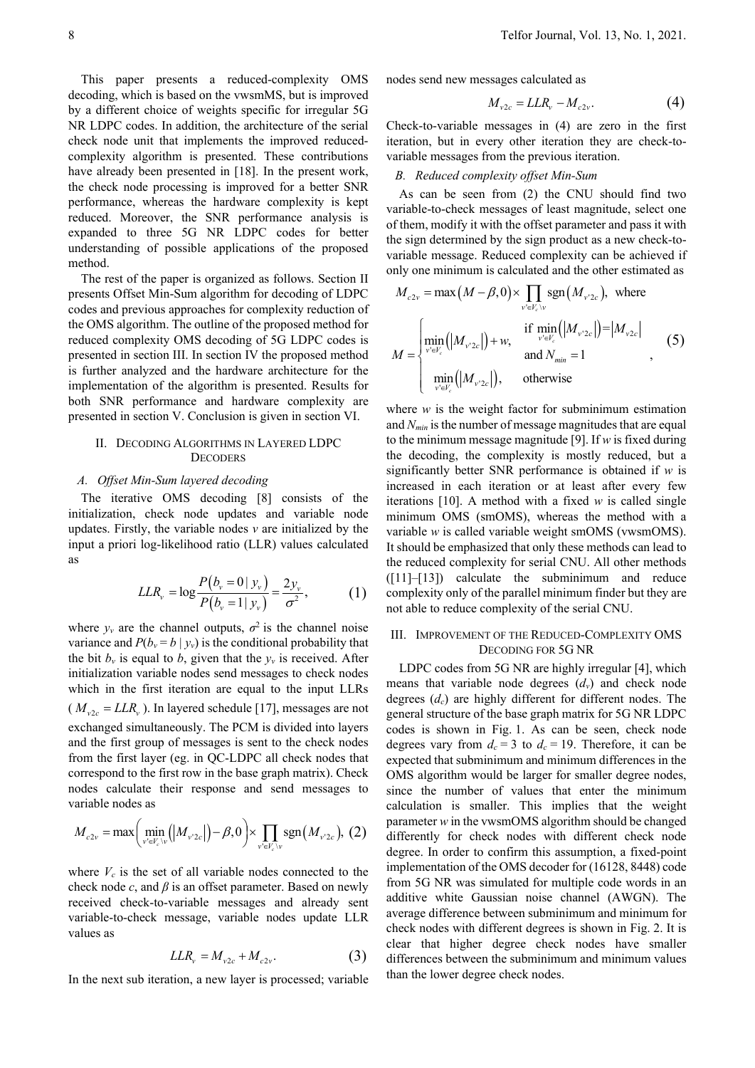This paper presents a reduced-complexity OMS decoding, which is based on the vwsmMS, but is improved by a different choice of weights specific for irregular 5G NR LDPC codes. In addition, the architecture of the serial check node unit that implements the improved reduced-complexity algorithm is presented. These contributions have already been presented in [18]. In the present work, the check node processing is improved for a better SNR performance, whereas the hardware complexity is kept reduced. Moreover, the SNR performance analysis is expanded to three 5G NR LDPC codes for better understanding of possible applications of the proposed method.

The rest of the paper is organized as follows. Section II presents Offset Min-Sum algorithm for decoding of LDPC codes and previous approaches for complexity reduction of the OMS algorithm. The outline of the proposed method for reduced complexity OMS decoding of 5G LDPC codes is presented in section III. In section IV the proposed method is further analyzed and the hardware architecture for the implementation of the algorithm is presented. Results for both SNR performance and hardware complexity are presented in section V. Conclusion is given in section VI.

## II. Decoding Algorithms in Layered LDPC Decoders

### A. Offset Min-Sum layered decoding

The iterative OMS decoding [8] consists of the initialization, check node updates and variable node updates. Firstly, the variable nodes $v$ are initialized by the input a priori log-likelihood ratio (LLR) values calculated as

$$LLR_v = \log \frac{P(b_v = 0 \mid y_v)}{P(b_v = 1 \mid y_v)} = \frac{2y_v}{\sigma^2}, \quad (1)$$

where $y_v$ are the channel outputs, $\sigma^2$ is the channel noise variance and $P(b_v = b \mid y_v)$ is the conditional probability that the bit $b_v$ is equal to $b$, given that the $y_v$ is received. After initialization variable nodes send messages to check nodes which in the first iteration are equal to the input LLRs ($M_{v2c} = LLR_v$). In layered schedule [17], messages are not exchanged simultaneously. The PCM is divided into layers and the first group of messages is sent to the check nodes from the first layer (eg. in QC-LDPC all check nodes that correspond to the first row in the base graph matrix). Check nodes calculate their response and send messages to variable nodes as

$$M_{c2v} = \max\left(\min_{v' \in V_c \setminus v}\left(\left|M_{v'2c}\right|\right) - \beta, 0\right) \times \prod_{v' \in V_c \setminus v} \operatorname{sgn}\left(M_{v'2c}\right), \quad (2)$$

where $V_c$ is the set of all variable nodes connected to the check node $c$, and $\beta$ is an offset parameter. Based on newly received check-to-variable messages and already sent variable-to-check message, variable nodes update LLR values as

$$LLR_v = M_{v2c} + M_{c2v}. \quad (3)$$

In the next sub iteration, a new layer is processed; variable nodes send new messages calculated as

$$M_{v2c} = LLR_v - M_{c2v}. \quad (4)$$

Check-to-variable messages in (4) are zero in the first iteration, but in every other iteration they are check-to-variable messages from the previous iteration.

### B. Reduced complexity offset Min-Sum

As can be seen from (2) the CNU should find two variable-to-check messages of least magnitude, select one of them, modify it with the offset parameter and pass it with the sign determined by the sign product as a new check-to-variable message. Reduced complexity can be achieved if only one minimum is calculated and the other estimated as

$$M_{c2v} = \max\left(M - \beta, 0\right) \times \prod_{v' \in V_c \setminus v} \operatorname{sgn}\left(M_{v'2c}\right), \text{ where}$$

$$M = \begin{cases} \min\limits_{v' \in V_c}\left(\left|M_{v'2c}\right|\right) + w, & \text{if } \min\limits_{v' \in V_c}\left(\left|M_{v'2c}\right|\right) = \left|M_{v2c}\right| \text{ and } N_{min} = 1 \\ \min\limits_{v' \in V_c}\left(\left|M_{v'2c}\right|\right), & \text{otherwise} \end{cases}, \quad (5)$$

where $w$ is the weight factor for subminimum estimation and $N_{min}$ is the number of message magnitudes that are equal to the minimum message magnitude [9]. If $w$ is fixed during the decoding, the complexity is mostly reduced, but a significantly better SNR performance is obtained if $w$ is increased in each iteration or at least after every few iterations [10]. A method with a fixed $w$ is called single minimum OMS (smOMS), whereas the method with a variable $w$ is called variable weight smOMS (vwsmOMS). It should be emphasized that only these methods can lead to the reduced complexity for serial CNU. All other methods ([11]–[13]) calculate the subminimum and reduce complexity only of the parallel minimum finder but they are not able to reduce complexity of the serial CNU.

## III. Improvement of the Reduced-Complexity OMS Decoding for 5G NR

LDPC codes from 5G NR are highly irregular [4], which means that variable node degrees ($d_v$) and check node degrees ($d_c$) are highly different for different nodes. The general structure of the base graph matrix for 5G NR LDPC codes is shown in Fig. 1. As can be seen, check node degrees vary from $d_c = 3$ to $d_c = 19$. Therefore, it can be expected that subminimum and minimum differences in the OMS algorithm would be larger for smaller degree nodes, since the number of values that enter the minimum calculation is smaller. This implies that the weight parameter $w$ in the vwsmOMS algorithm should be changed differently for check nodes with different check node degree. In order to confirm this assumption, a fixed-point implementation of the OMS decoder for (16128, 8448) code from 5G NR was simulated for multiple code words in an additive white Gaussian noise channel (AWGN). The average difference between subminimum and minimum for check nodes with different degrees is shown in Fig. 2. It is clear that higher degree check nodes have smaller differences between the subminimum and minimum values than the lower degree check nodes.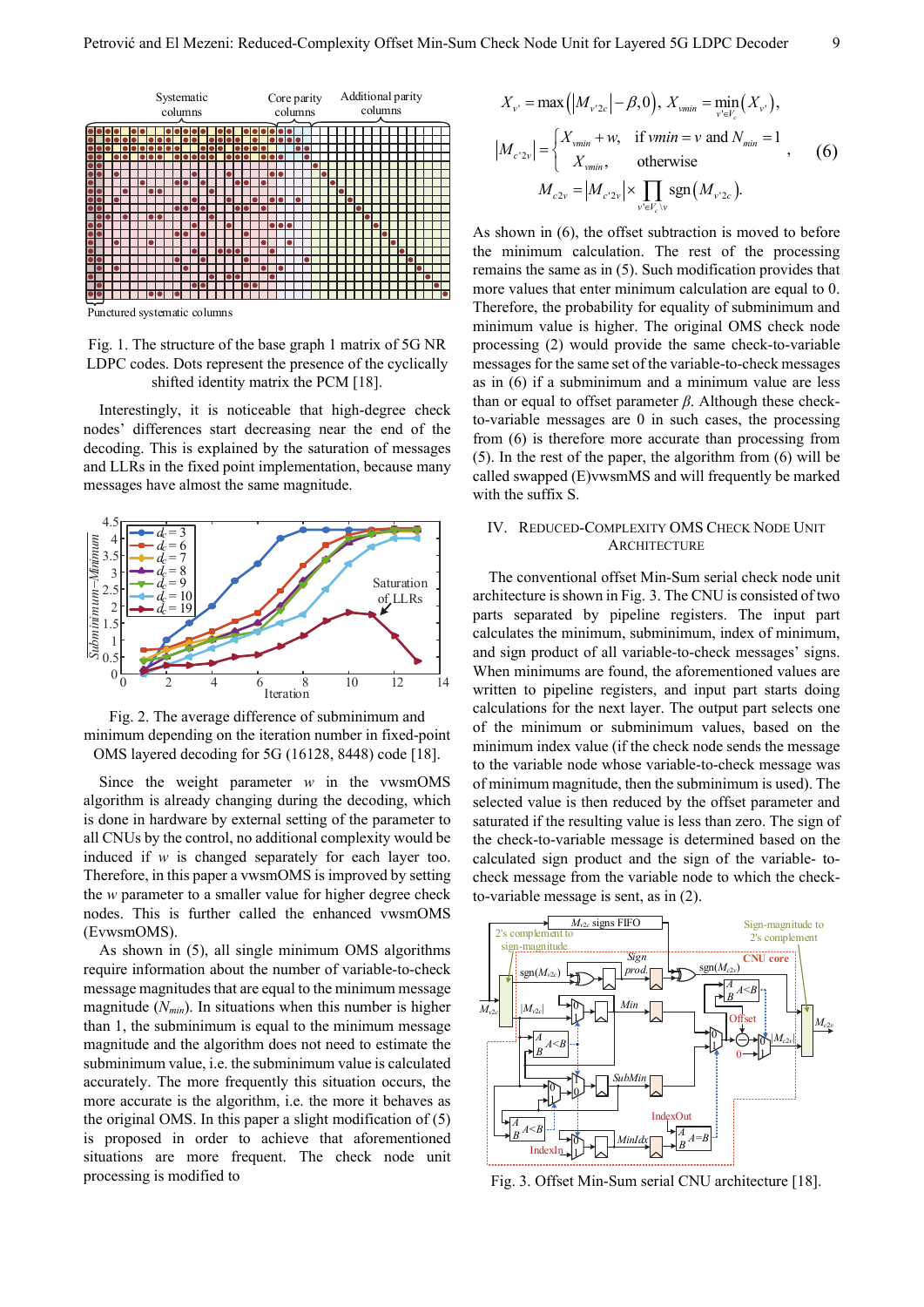Fig. 1. The structure of the base graph 1 matrix of 5G NR LDPC codes. Dots represent the presence of the cyclically shifted identity matrix the PCM [18].

Interestingly, it is noticeable that high-degree check nodes' differences start decreasing near the end of the decoding. This is explained by the saturation of messages and LLRs in the fixed point implementation, because many messages have almost the same magnitude.

Fig. 2. The average difference of subminimum and minimum depending on the iteration number in fixed-point OMS layered decoding for 5G (16128, 8448) code [18].

Since the weight parameter $w$ in the vwsmOMS algorithm is already changing during the decoding, which is done in hardware by external setting of the parameter to all CNUs by the control, no additional complexity would be induced if $w$ is changed separately for each layer too. Therefore, in this paper a vwsmOMS is improved by setting the $w$ parameter to a smaller value for higher degree check nodes. This is further called the enhanced vwsmOMS (EvwsmOMS).

As shown in (5), all single minimum OMS algorithms require information about the number of variable-to-check message magnitudes that are equal to the minimum message magnitude ($N_{min}$). In situations when this number is higher than 1, the subminimum is equal to the minimum message magnitude and the algorithm does not need to estimate the subminimum value, i.e. the subminimum value is calculated accurately. The more frequently this situation occurs, the more accurate is the algorithm, i.e. the more it behaves as the original OMS. In this paper a slight modification of (5) is proposed in order to achieve that aforementioned situations are more frequent. The check node unit processing is modified to

$$
\begin{gathered}
X_{v'} = \max\left(\left|M_{v'2c}\right| - \beta, 0\right),\ X_{vmin} = \min_{v' \in V_c}\left(X_{v'}\right), \\
\left|M_{c'2v}\right| = \begin{cases} X_{vmin} + w, & \text{if } vmin = v \text{ and } N_{min} = 1 \\ X_{vmin}, & \text{otherwise} \end{cases}, \\
M_{c2v} = \left|M_{c'2v}\right| \times \prod_{v' \in V_c \setminus v} \operatorname{sgn}\left(M_{v'2c}\right).
\end{gathered} \tag{6}
$$

As shown in (6), the offset subtraction is moved to before the minimum calculation. The rest of the processing remains the same as in (5). Such modification provides that more values that enter minimum calculation are equal to 0. Therefore, the probability for equality of subminimum and minimum value is higher. The original OMS check node processing (2) would provide the same check-to-variable messages for the same set of the variable-to-check messages as in (6) if a subminimum and a minimum value are less than or equal to offset parameter $\beta$. Although these check-to-variable messages are 0 in such cases, the processing from (6) is therefore more accurate than processing from (5). In the rest of the paper, the algorithm from (6) will be called swapped (E)vwsmMS and will frequently be marked with the suffix S.

## IV. Reduced-Complexity OMS Check Node Unit Architecture

The conventional offset Min-Sum serial check node unit architecture is shown in Fig. 3. The CNU is consisted of two parts separated by pipeline registers. The input part calculates the minimum, subminimum, index of minimum, and sign product of all variable-to-check messages' signs. When minimums are found, the aforementioned values are written to pipeline registers, and input part starts doing calculations for the next layer. The output part selects one of the minimum or subminimum values, based on the minimum index value (if the check node sends the message to the variable node whose variable-to-check message was of minimum magnitude, then the subminimum is used). The selected value is then reduced by the offset parameter and saturated if the resulting value is less than zero. The sign of the check-to-variable message is determined based on the calculated sign product and the sign of the variable- to-check message from the variable node to which the check-to-variable message is sent, as in (2).

Fig. 3. Offset Min-Sum serial CNU architecture [18].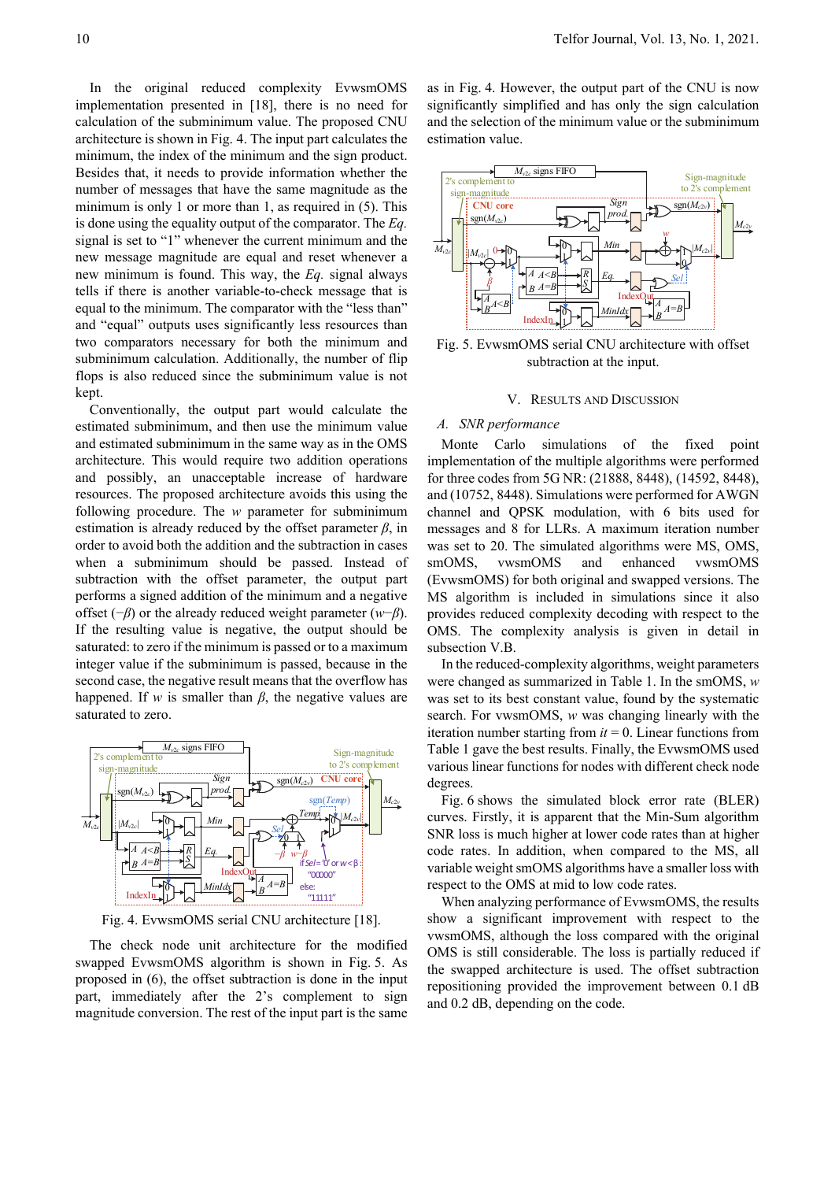In the original reduced complexity EvwsmOMS implementation presented in [18], there is no need for calculation of the subminimum value. The proposed CNU architecture is shown in Fig. 4. The input part calculates the minimum, the index of the minimum and the sign product. Besides that, it needs to provide information whether the number of messages that have the same magnitude as the minimum is only 1 or more than 1, as required in (5). This is done using the equality output of the comparator. The *Eq.* signal is set to "1" whenever the current minimum and the new message magnitude are equal and reset whenever a new minimum is found. This way, the *Eq.* signal always tells if there is another variable-to-check message that is equal to the minimum. The comparator with the "less than" and "equal" outputs uses significantly less resources than two comparators necessary for both the minimum and subminimum calculation. Additionally, the number of flip flops is also reduced since the subminimum value is not kept.

Conventionally, the output part would calculate the estimated subminimum, and then use the minimum value and estimated subminimum in the same way as in the OMS architecture. This would require two addition operations and possibly, an unacceptable increase of hardware resources. The proposed architecture avoids this using the following procedure. The $w$ parameter for subminimum estimation is already reduced by the offset parameter $\beta$, in order to avoid both the addition and the subtraction in cases when a subminimum should be passed. Instead of subtraction with the offset parameter, the output part performs a signed addition of the minimum and a negative offset ($-\beta$) or the already reduced weight parameter ($w-\beta$). If the resulting value is negative, the output should be saturated: to zero if the minimum is passed or to a maximum integer value if the subminimum is passed, because in the second case, the negative result means that the overflow has happened. If $w$ is smaller than $\beta$, the negative values are saturated to zero.

Fig. 4. EvwsmOMS serial CNU architecture [18].

The check node unit architecture for the modified swapped EvwsmOMS algorithm is shown in Fig. 5. As proposed in (6), the offset subtraction is done in the input part, immediately after the 2's complement to sign magnitude conversion. The rest of the input part is the same as in Fig. 4. However, the output part of the CNU is now significantly simplified and has only the sign calculation and the selection of the minimum value or the subminimum estimation value.

Fig. 5. EvwsmOMS serial CNU architecture with offset subtraction at the input.

## V. Results and Discussion

### A. SNR performance

Monte Carlo simulations of the fixed point implementation of the multiple algorithms were performed for three codes from 5G NR: (21888, 8448), (14592, 8448), and (10752, 8448). Simulations were performed for AWGN channel and QPSK modulation, with 6 bits used for messages and 8 for LLRs. A maximum iteration number was set to 20. The simulated algorithms were MS, OMS, smOMS, vwsmOMS and enhanced vwsmOMS (EvwsmOMS) for both original and swapped versions. The MS algorithm is included in simulations since it also provides reduced complexity decoding with respect to the OMS. The complexity analysis is given in detail in subsection V.B.

In the reduced-complexity algorithms, weight parameters were changed as summarized in Table 1. In the smOMS, $w$ was set to its best constant value, found by the systematic search. For vwsmOMS, $w$ was changing linearly with the iteration number starting from $it = 0$. Linear functions from Table 1 gave the best results. Finally, the EvwsmOMS used various linear functions for nodes with different check node degrees.

Fig. 6 shows the simulated block error rate (BLER) curves. Firstly, it is apparent that the Min-Sum algorithm SNR loss is much higher at lower code rates than at higher code rates. In addition, when compared to the MS, all variable weight smOMS algorithms have a smaller loss with respect to the OMS at mid to low code rates.

When analyzing performance of EvwsmOMS, the results show a significant improvement with respect to the vwsmOMS, although the loss compared with the original OMS is still considerable. The loss is partially reduced if the swapped architecture is used. The offset subtraction repositioning provided the improvement between 0.1 dB and 0.2 dB, depending on the code.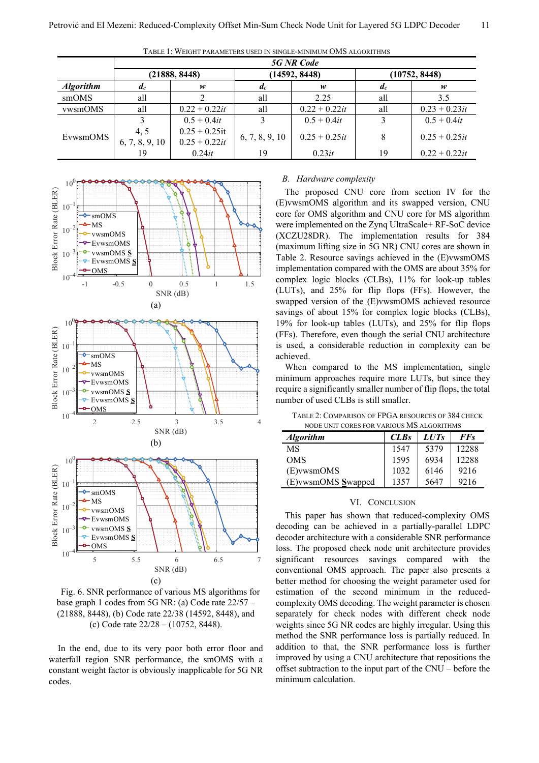TABLE 1: WEIGHT PARAMETERS USED IN SINGLE-MINIMUM OMS ALGORITHMS

| | *5G NR Code* | | | | | |
|---|---|---|---|---|---|---|
| | **(21888, 8448)** | | **(14592, 8448)** | | **(10752, 8448)** | |
| ***Algorithm*** | $d_c$ | $w$ | $d_c$ | $w$ | $d_c$ | $w$ |
| smOMS | all | 2 | all | 2.25 | all | 3.5 |
| vwsmOMS | all | $0.22 + 0.22it$ | all | $0.22 + 0.22it$ | all | $0.23 + 0.23it$ |
| EvwsmOMS | 3 | $0.5 + 0.4it$ | 3 | $0.5 + 0.4it$ | 3 | $0.5 + 0.4it$ |
| | 4, 5 | $0.25 + 0.25it$ | 6, 7, 8, 9, 10 | $0.25 + 0.25it$ | 8 | $0.25 + 0.25it$ |
| | 6, 7, 8, 9, 10 | $0.25 + 0.22it$ | | | | |
| | 19 | $0.24it$ | 19 | $0.23it$ | 19 | $0.22 + 0.22it$ |

Fig. 6. SNR performance of various MS algorithms for base graph 1 codes from 5G NR: (a) Code rate 22/57 – (21888, 8448), (b) Code rate 22/38 (14592, 8448), and (c) Code rate 22/28 – (10752, 8448).

In the end, due to its very poor both error floor and waterfall region SNR performance, the smOMS with a constant weight factor is obviously inapplicable for 5G NR codes.

### B. Hardware complexity

The proposed CNU core from section IV for the (E)vwsmOMS algorithm and its swapped version, CNU core for OMS algorithm and CNU core for MS algorithm were implemented on the Zynq UltraScale+ RF-SoC device (XCZU28DR). The implementation results for 384 (maximum lifting size in 5G NR) CNU cores are shown in Table 2. Resource savings achieved in the (E)vwsmOMS implementation compared with the OMS are about 35% for complex logic blocks (CLBs), 11% for look-up tables (LUTs), and 25% for flip flops (FFs). However, the swapped version of the (E)vwsmOMS achieved resource savings of about 15% for complex logic blocks (CLBs), 19% for look-up tables (LUTs), and 25% for flip flops (FFs). Therefore, even though the serial CNU architecture is used, a considerable reduction in complexity can be achieved.

When compared to the MS implementation, single minimum approaches require more LUTs, but since they require a significantly smaller number of flip flops, the total number of used CLBs is still smaller.

TABLE 2: COMPARISON OF FPGA RESOURCES OF 384 CHECK NODE UNIT CORES FOR VARIOUS MS ALGORITHMS

| ***Algorithm*** | ***CLBs*** | ***LUTs*** | ***FFs*** |
|---|---|---|---|
| MS | 1547 | 5379 | 12288 |
| OMS | 1595 | 6934 | 12288 |
| (E)vwsmOMS | 1032 | 6146 | 9216 |
| (E)vwsmOMS Swapped | 1357 | 5647 | 9216 |

## VI. CONCLUSION

This paper has shown that reduced-complexity OMS decoding can be achieved in a partially-parallel LDPC decoder architecture with a considerable SNR performance loss. The proposed check node unit architecture provides significant resources savings compared with the conventional OMS approach. The paper also presents a better method for choosing the weight parameter used for estimation of the second minimum in the reduced-complexity OMS decoding. The weight parameter is chosen separately for check nodes with different check node weights since 5G NR codes are highly irregular. Using this method the SNR performance loss is partially reduced. In addition to that, the SNR performance loss is further improved by using a CNU architecture that repositions the offset subtraction to the input part of the CNU – before the minimum calculation.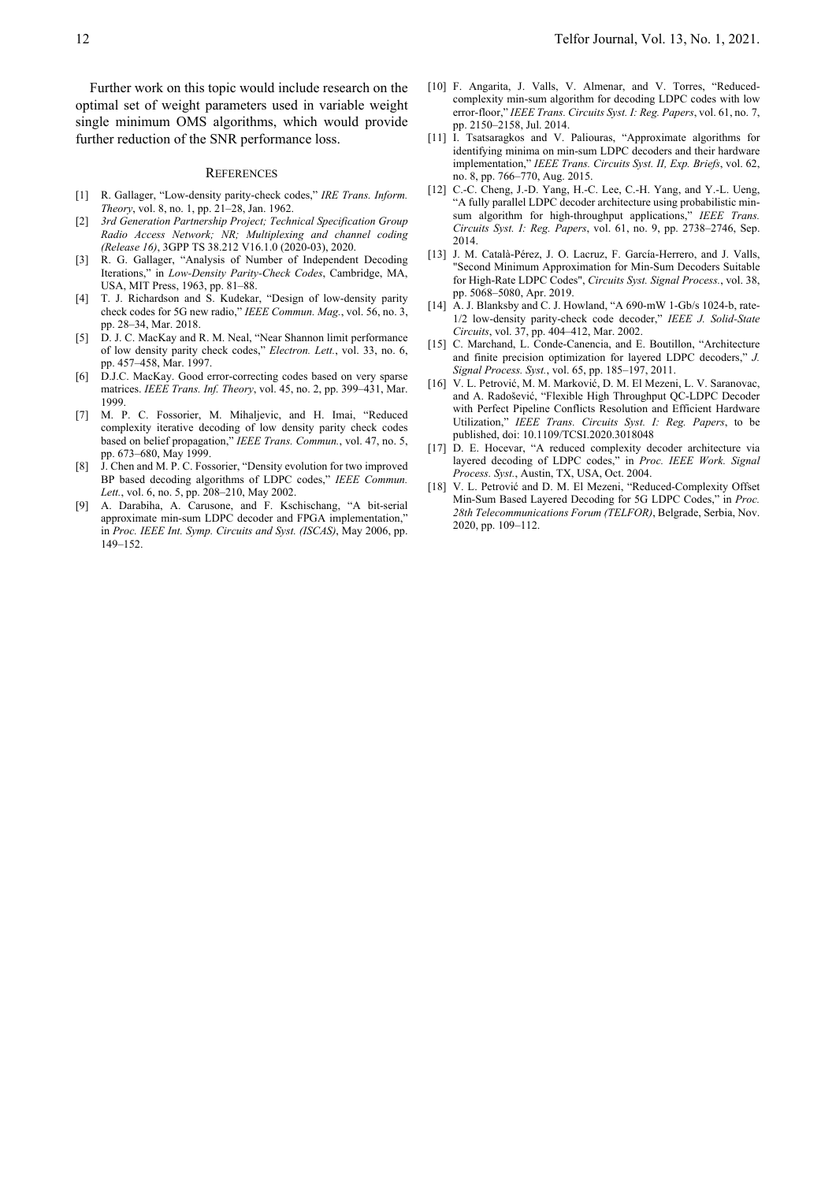Further work on this topic would include research on the optimal set of weight parameters used in variable weight single minimum OMS algorithms, which would provide further reduction of the SNR performance loss.

## REFERENCES

[1] R. Gallager, "Low-density parity-check codes," *IRE Trans. Inform. Theory*, vol. 8, no. 1, pp. 21–28, Jan. 1962.

[2] *3rd Generation Partnership Project; Technical Specification Group Radio Access Network; NR; Multiplexing and channel coding (Release 16)*, 3GPP TS 38.212 V16.1.0 (2020-03), 2020.

[3] R. G. Gallager, "Analysis of Number of Independent Decoding Iterations," in *Low-Density Parity-Check Codes*, Cambridge, MA, USA, MIT Press, 1963, pp. 81–88.

[4] T. J. Richardson and S. Kudekar, "Design of low-density parity check codes for 5G new radio," *IEEE Commun. Mag.*, vol. 56, no. 3, pp. 28–34, Mar. 2018.

[5] D. J. C. MacKay and R. M. Neal, "Near Shannon limit performance of low density parity check codes," *Electron. Lett.*, vol. 33, no. 6, pp. 457–458, Mar. 1997.

[6] D.J.C. MacKay. Good error-correcting codes based on very sparse matrices. *IEEE Trans. Inf. Theory*, vol. 45, no. 2, pp. 399–431, Mar. 1999.

[7] M. P. C. Fossorier, M. Mihaljevic, and H. Imai, "Reduced complexity iterative decoding of low density parity check codes based on belief propagation," *IEEE Trans. Commun.*, vol. 47, no. 5, pp. 673–680, May 1999.

[8] J. Chen and M. P. C. Fossorier, "Density evolution for two improved BP based decoding algorithms of LDPC codes," *IEEE Commun. Lett.*, vol. 6, no. 5, pp. 208–210, May 2002.

[9] A. Darabiha, A. Carusone, and F. Kschischang, "A bit-serial approximate min-sum LDPC decoder and FPGA implementation," in *Proc. IEEE Int. Symp. Circuits and Syst. (ISCAS)*, May 2006, pp. 149–152.

[10] F. Angarita, J. Valls, V. Almenar, and V. Torres, "Reduced-complexity min-sum algorithm for decoding LDPC codes with low error-floor," *IEEE Trans. Circuits Syst. I: Reg. Papers*, vol. 61, no. 7, pp. 2150–2158, Jul. 2014.

[11] I. Tsatsaragkos and V. Paliouras, "Approximate algorithms for identifying minima on min-sum LDPC decoders and their hardware implementation," *IEEE Trans. Circuits Syst. II, Exp. Briefs*, vol. 62, no. 8, pp. 766–770, Aug. 2015.

[12] C.-C. Cheng, J.-D. Yang, H.-C. Lee, C.-H. Yang, and Y.-L. Ueng, "A fully parallel LDPC decoder architecture using probabilistic min-sum algorithm for high-throughput applications," *IEEE Trans. Circuits Syst. I: Reg. Papers*, vol. 61, no. 9, pp. 2738–2746, Sep. 2014.

[13] J. M. Català-Pérez, J. O. Lacruz, F. García-Herrero, and J. Valls, "Second Minimum Approximation for Min-Sum Decoders Suitable for High-Rate LDPC Codes", *Circuits Syst. Signal Process.*, vol. 38, pp. 5068–5080, Apr. 2019.

[14] A. J. Blanksby and C. J. Howland, "A 690-mW 1-Gb/s 1024-b, rate-1/2 low-density parity-check code decoder," *IEEE J. Solid-State Circuits*, vol. 37, pp. 404–412, Mar. 2002.

[15] C. Marchand, L. Conde-Canencia, and E. Boutillon, "Architecture and finite precision optimization for layered LDPC decoders," *J. Signal Process. Syst.*, vol. 65, pp. 185–197, 2011.

[16] V. L. Petrović, M. M. Marković, D. M. El Mezeni, L. V. Saranovac, and A. Radošević, "Flexible High Throughput QC-LDPC Decoder with Perfect Pipeline Conflicts Resolution and Efficient Hardware Utilization," *IEEE Trans. Circuits Syst. I: Reg. Papers*, to be published, doi: 10.1109/TCSI.2020.3018048

[17] D. E. Hocevar, "A reduced complexity decoder architecture via layered decoding of LDPC codes," in *Proc. IEEE Work. Signal Process. Syst.*, Austin, TX, USA, Oct. 2004.

[18] V. L. Petrović and D. M. El Mezeni, "Reduced-Complexity Offset Min-Sum Based Layered Decoding for 5G LDPC Codes," in *Proc. 28th Telecommunications Forum (TELFOR)*, Belgrade, Serbia, Nov. 2020, pp. 109–112.